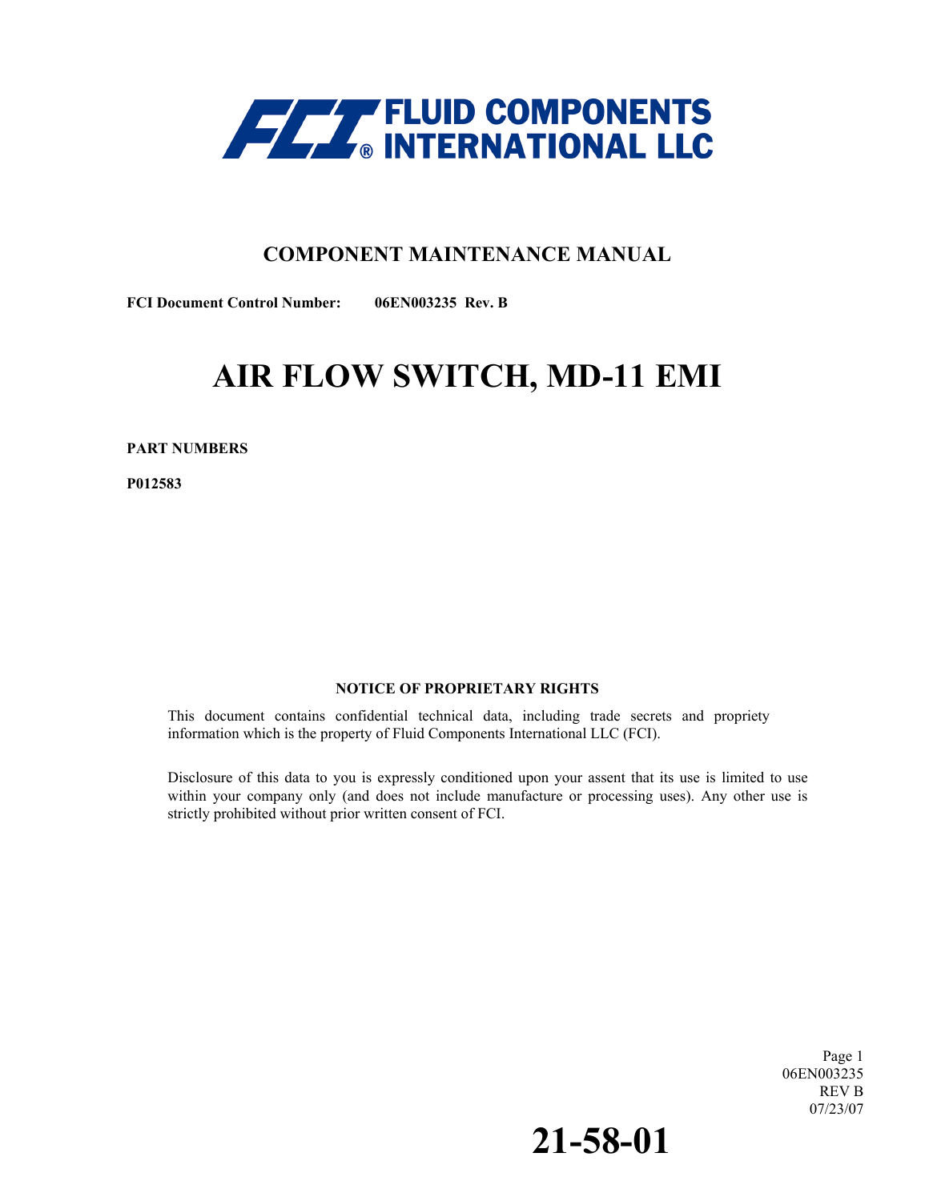**FLUID COMPONENTS INTERNATIONAL LLC**

## COMPONENT MAINTENANCE MANUAL

**FCI Document Control Number:** **06EN003235 Rev. B**

# AIR FLOW SWITCH, MD-11 EMI

**PART NUMBERS**

**P012583**

**NOTICE OF PROPRIETARY RIGHTS**

This document contains confidential technical data, including trade secrets and propriety information which is the property of Fluid Components International LLC (FCI).

Disclosure of this data to you is expressly conditioned upon your assent that its use is limited to use within your company only (and does not include manufacture or processing uses). Any other use is strictly prohibited without prior written consent of FCI.

06EN003235
REV B
07/23/07

**21-58-01**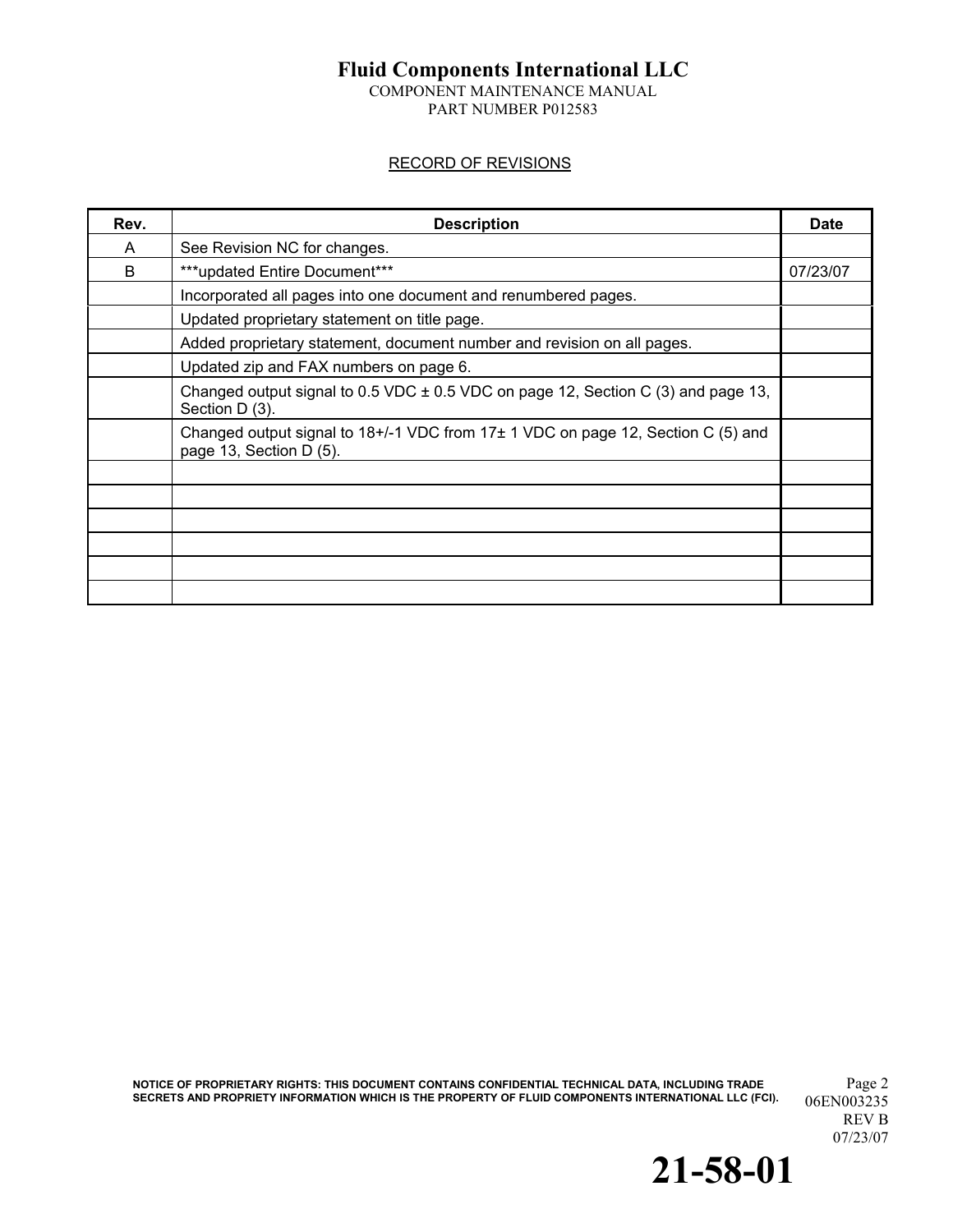## RECORD OF REVISIONS

| Rev. | Description | Date |
|---|---|---|
| A | See Revision NC for changes. | |
| B | ***updated Entire Document*** | 07/23/07 |
| | Incorporated all pages into one document and renumbered pages. | |
| | Updated proprietary statement on title page. | |
| | Added proprietary statement, document number and revision on all pages. | |
| | Updated zip and FAX numbers on page 6. | |
| | Changed output signal to 0.5 VDC ± 0.5 VDC on page 12, Section C (3) and page 13, Section D (3). | |
| | Changed output signal to 18+/-1 VDC from 17± 1 VDC on page 12, Section C (5) and page 13, Section D (5). | |
| | | |
| | | |
| | | |
| | | |
| | | |
| | | |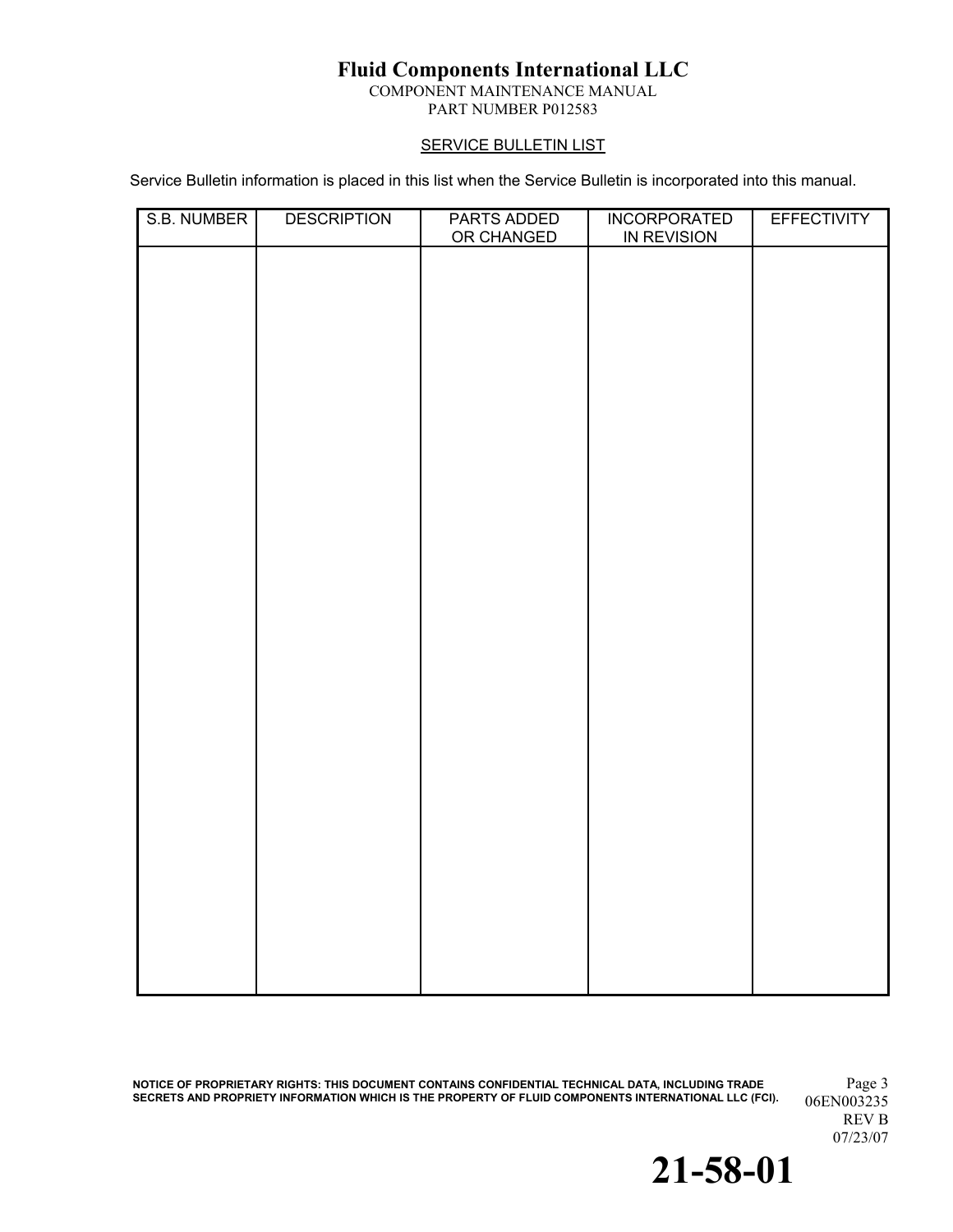## SERVICE BULLETIN LIST

Service Bulletin information is placed in this list when the Service Bulletin is incorporated into this manual.

| S.B. NUMBER | DESCRIPTION | PARTS ADDED OR CHANGED | INCORPORATED IN REVISION | EFFECTIVITY |
| --- | --- | --- | --- | --- |
| | | | | |

NOTICE OF PROPRIETARY RIGHTS: THIS DOCUMENT CONTAINS CONFIDENTIAL TECHNICAL DATA, INCLUDING TRADE SECRETS AND PROPRIETY INFORMATION WHICH IS THE PROPERTY OF FLUID COMPONENTS INTERNATIONAL LLC (FCI).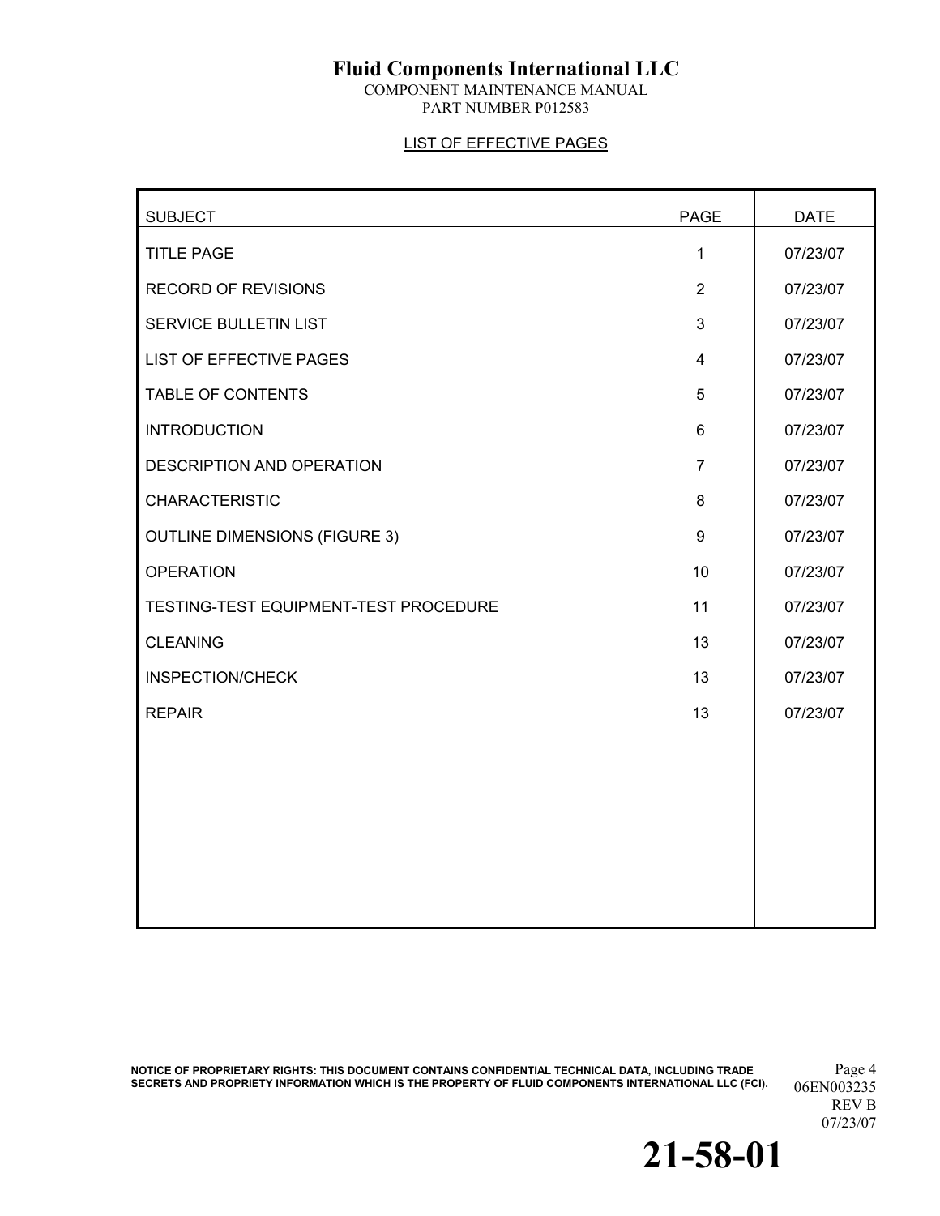# Fluid Components International LLC

COMPONENT MAINTENANCE MANUAL
PART NUMBER P012583

## LIST OF EFFECTIVE PAGES

| SUBJECT | PAGE | DATE |
|---|---|---|
| TITLE PAGE | 1 | 07/23/07 |
| RECORD OF REVISIONS | 2 | 07/23/07 |
| SERVICE BULLETIN LIST | 3 | 07/23/07 |
| LIST OF EFFECTIVE PAGES | 4 | 07/23/07 |
| TABLE OF CONTENTS | 5 | 07/23/07 |
| INTRODUCTION | 6 | 07/23/07 |
| DESCRIPTION AND OPERATION | 7 | 07/23/07 |
| CHARACTERISTIC | 8 | 07/23/07 |
| OUTLINE DIMENSIONS (FIGURE 3) | 9 | 07/23/07 |
| OPERATION | 10 | 07/23/07 |
| TESTING-TEST EQUIPMENT-TEST PROCEDURE | 11 | 07/23/07 |
| CLEANING | 13 | 07/23/07 |
| INSPECTION/CHECK | 13 | 07/23/07 |
| REPAIR | 13 | 07/23/07 |

NOTICE OF PROPRIETARY RIGHTS: THIS DOCUMENT CONTAINS CONFIDENTIAL TECHNICAL DATA, INCLUDING TRADE SECRETS AND PROPRIETY INFORMATION WHICH IS THE PROPERTY OF FLUID COMPONENTS INTERNATIONAL LLC (FCI).

06EN003235
REV B
07/23/07

**21-58-01**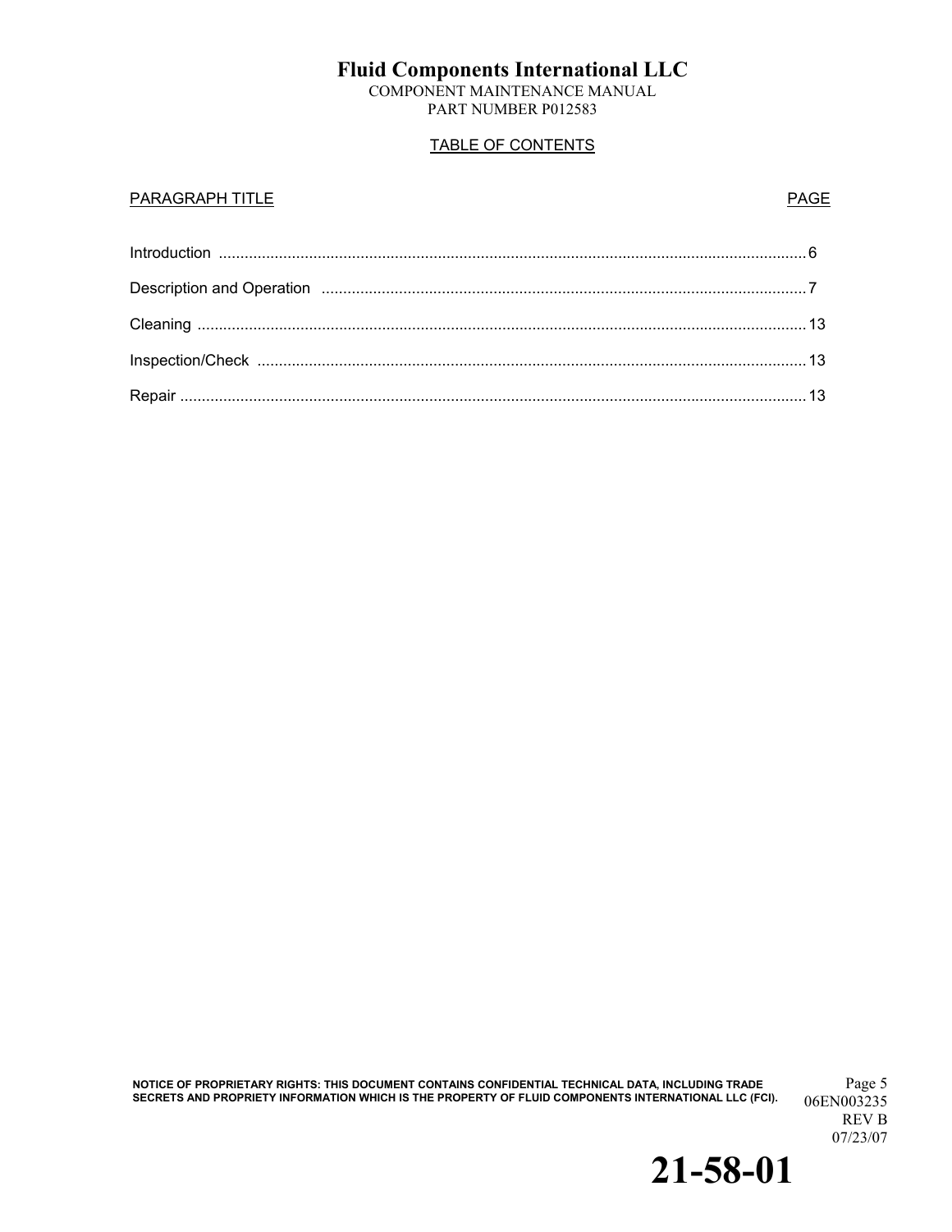## TABLE OF CONTENTS

| PARAGRAPH TITLE | PAGE |
|---|---|
| Introduction | 6 |
| Description and Operation | 7 |
| Cleaning | 13 |
| Inspection/Check | 13 |
| Repair | 13 |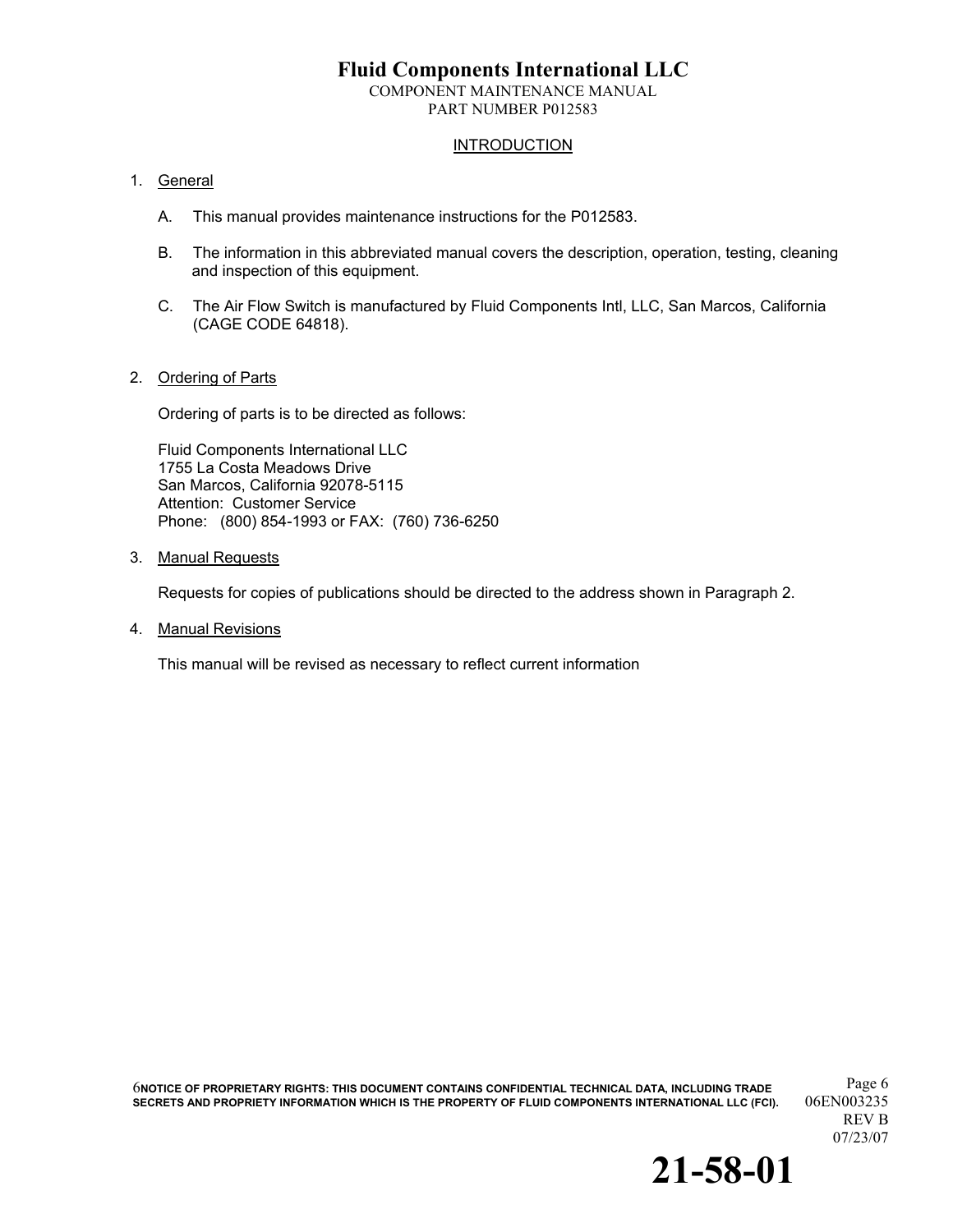## INTRODUCTION

1. General

   A. This manual provides maintenance instructions for the P012583.

   B. The information in this abbreviated manual covers the description, operation, testing, cleaning and inspection of this equipment.

   C. The Air Flow Switch is manufactured by Fluid Components Intl, LLC, San Marcos, California (CAGE CODE 64818).

2. Ordering of Parts

   Ordering of parts is to be directed as follows:

   Fluid Components International LLC
   1755 La Costa Meadows Drive
   San Marcos, California 92078-5115
   Attention: Customer Service
   Phone: (800) 854-1993 or FAX: (760) 736-6250

3. Manual Requests

   Requests for copies of publications should be directed to the address shown in Paragraph 2.

4. Manual Revisions

   This manual will be revised as necessary to reflect current information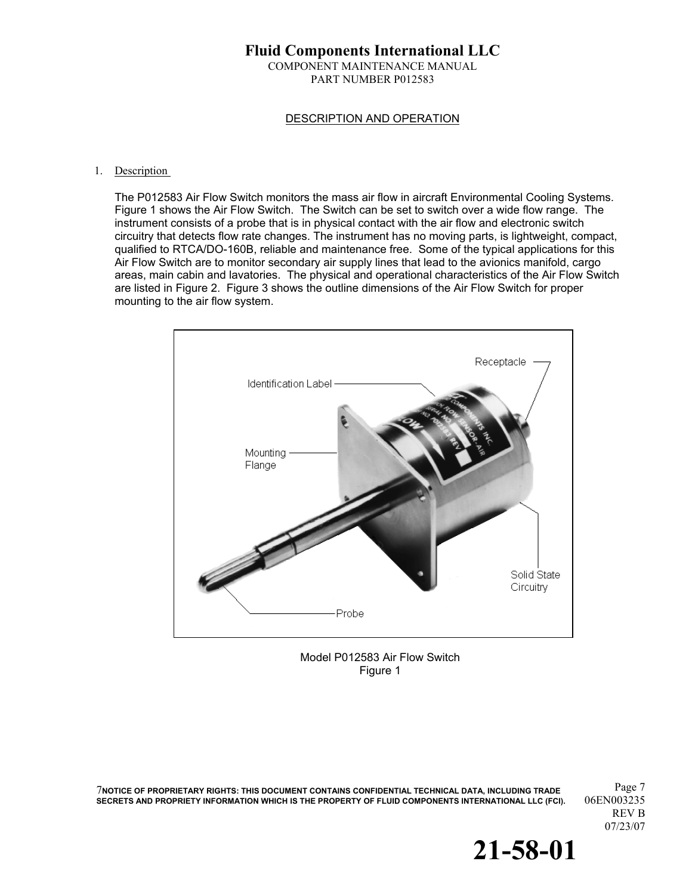## DESCRIPTION AND OPERATION

1. Description

   The P012583 Air Flow Switch monitors the mass air flow in aircraft Environmental Cooling Systems. Figure 1 shows the Air Flow Switch. The Switch can be set to switch over a wide flow range. The instrument consists of a probe that is in physical contact with the air flow and electronic switch circuitry that detects flow rate changes. The instrument has no moving parts, is lightweight, compact, qualified to RTCA/DO-160B, reliable and maintenance free. Some of the typical applications for this Air Flow Switch are to monitor secondary air supply lines that lead to the avionics manifold, cargo areas, main cabin and lavatories. The physical and operational characteristics of the Air Flow Switch are listed in Figure 2. Figure 3 shows the outline dimensions of the Air Flow Switch for proper mounting to the air flow system.

Identification Label

Mounting Flange

Receptacle

Solid State Circuitry

Probe

Model P012583 Air Flow Switch
Figure 1

NOTICE OF PROPRIETARY RIGHTS: THIS DOCUMENT CONTAINS CONFIDENTIAL TECHNICAL DATA, INCLUDING TRADE SECRETS AND PROPRIETY INFORMATION WHICH IS THE PROPERTY OF FLUID COMPONENTS INTERNATIONAL LLC (FCI).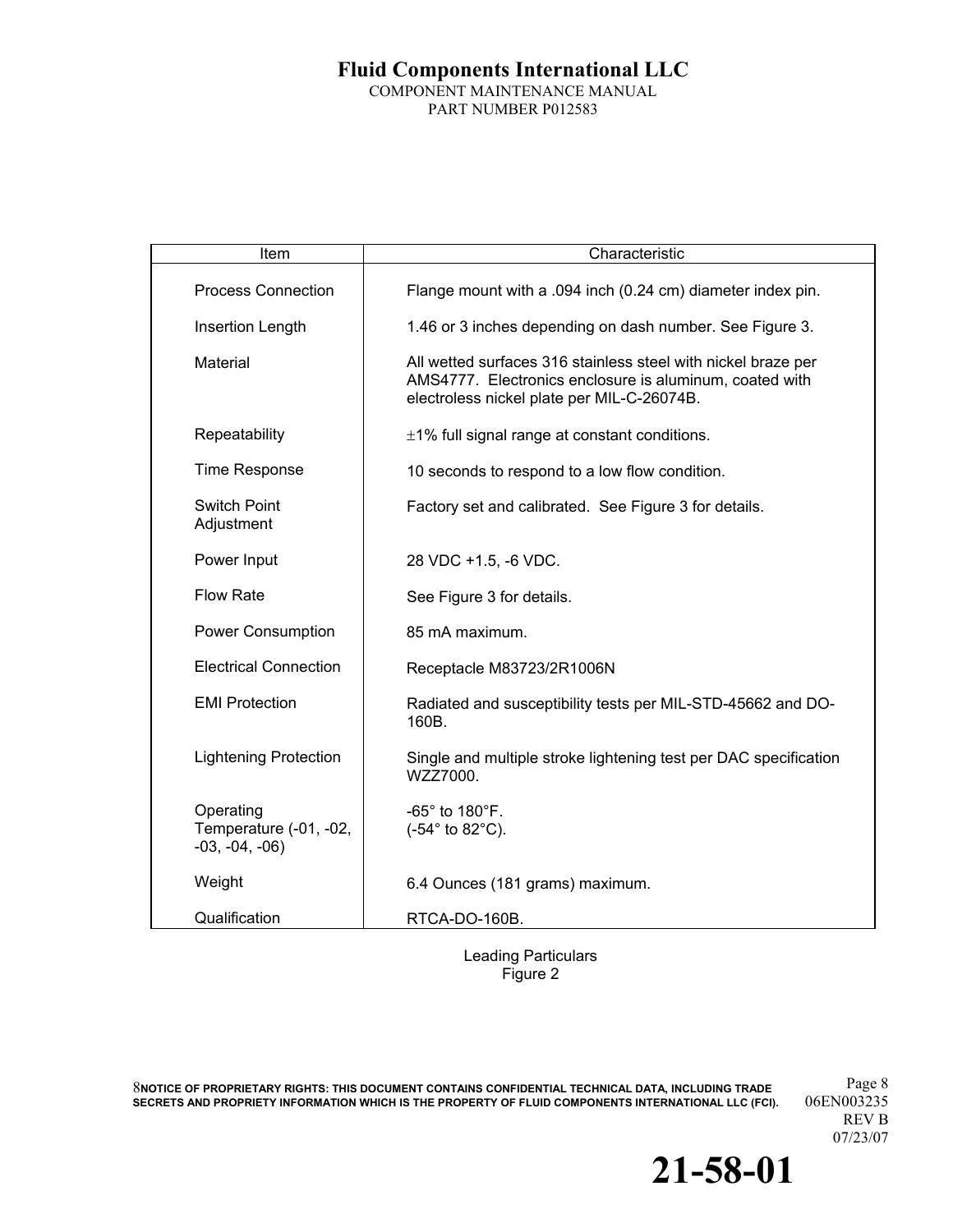| Item | Characteristic |
|---|---|
| Process Connection | Flange mount with a .094 inch (0.24 cm) diameter index pin. |
| Insertion Length | 1.46 or 3 inches depending on dash number. See Figure 3. |
| Material | All wetted surfaces 316 stainless steel with nickel braze per AMS4777. Electronics enclosure is aluminum, coated with electroless nickel plate per MIL-C-26074B. |
| Repeatability | ±1% full signal range at constant conditions. |
| Time Response | 10 seconds to respond to a low flow condition. |
| Switch Point Adjustment | Factory set and calibrated. See Figure 3 for details. |
| Power Input | 28 VDC +1.5, -6 VDC. |
| Flow Rate | See Figure 3 for details. |
| Power Consumption | 85 mA maximum. |
| Electrical Connection | Receptacle M83723/2R1006N |
| EMI Protection | Radiated and susceptibility tests per MIL-STD-45662 and DO-160B. |
| Lightening Protection | Single and multiple stroke lightening test per DAC specification WZZ7000. |
| Operating Temperature (-01, -02, -03, -04, -06) | -65° to 180°F. (-54° to 82°C). |
| Weight | 6.4 Ounces (181 grams) maximum. |
| Qualification | RTCA-DO-160B. |

Leading Particulars
Figure 2

NOTICE OF PROPRIETARY RIGHTS: THIS DOCUMENT CONTAINS CONFIDENTIAL TECHNICAL DATA, INCLUDING TRADE SECRETS AND PROPRIETY INFORMATION WHICH IS THE PROPERTY OF FLUID COMPONENTS INTERNATIONAL LLC (FCI).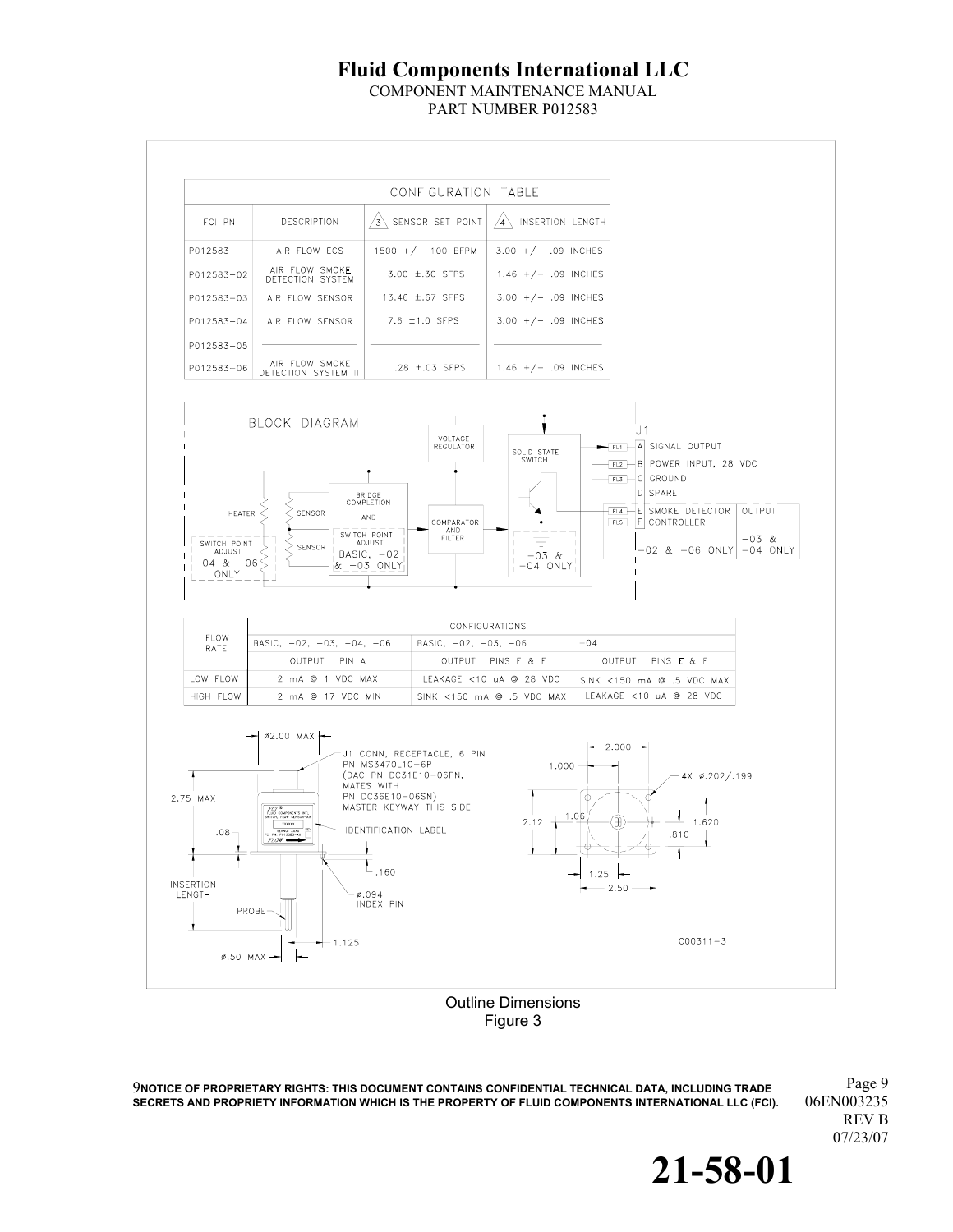| CONFIGURATION TABLE | | | |
|---|---|---|---|
| FCI PN | DESCRIPTION | 3 SENSOR SET POINT | 4 INSERTION LENGTH |
| P012583 | AIR FLOW ECS | 1500 +/- 100 BFPM | 3.00 +/- .09 INCHES |
| P012583-02 | AIR FLOW SMOKE DETECTION SYSTEM | 3.00 ±.30 SFPS | 1.46 +/- .09 INCHES |
| P012583-03 | AIR FLOW SENSOR | 13.46 ±.67 SFPS | 3.00 +/- .09 INCHES |
| P012583-04 | AIR FLOW SENSOR | 7.6 ±1.0 SFPS | 3.00 +/- .09 INCHES |
| P012583-05 | | | |
| P012583-06 | AIR FLOW SMOKE DETECTION SYSTEM II | .28 ±.03 SFPS | 1.46 +/- .09 INCHES |

BLOCK DIAGRAM

VOLTAGE REGULATOR

SOLID STATE SWITCH

BRIDGE COMPLETION AND SWITCH POINT ADJUST BASIC, -02 & -03 ONLY

COMPARATOR AND FILTER

HEATER

SENSOR

SENSOR

SWITCH POINT ADJUST -04 & -06 ONLY

-03 & -04 ONLY

J1
- FL1 — A SIGNAL OUTPUT
- FL2 — B POWER INPUT, 28 VDC
- FL3 — C GROUND
- D SPARE
- FL4 — E SMOKE DETECTOR CONTROLLER (-02 & -06 ONLY) / OUTPUT (-03 & -04 ONLY)
- FL5 — F

| FLOW RATE | CONFIGURATIONS | | |
|---|---|---|---|
| | BASIC, -02, -03, -04, -06 | BASIC, -02, -03, -06 | -04 |
| | OUTPUT PIN A | OUTPUT PINS E & F | OUTPUT PINS E & F |
| LOW FLOW | 2 mA @ 1 VDC MAX | LEAKAGE <10 uA @ 28 VDC | SINK <150 mA @ .5 VDC MAX |
| HIGH FLOW | 2 mA @ 17 VDC MIN | SINK <150 mA @ .5 VDC MAX | LEAKAGE <10 uA @ 28 VDC |

ø2.00 MAX

J1 CONN, RECEPTACLE, 6 PIN PN MS3470L10-6P (DAC PN DC31E10-06PN, MATES WITH PN DC36E10-06SN) MASTER KEYWAY THIS SIDE

2.75 MAX

.08

IDENTIFICATION LABEL

.160

INSERTION LENGTH

ø.094 INDEX PIN

PROBE

1.125

ø.50 MAX

2.000

1.000

4X ø.202/.199

2.12

1.06

1.620

.810

1.25

2.50

C00311-3

Outline Dimensions
Figure 3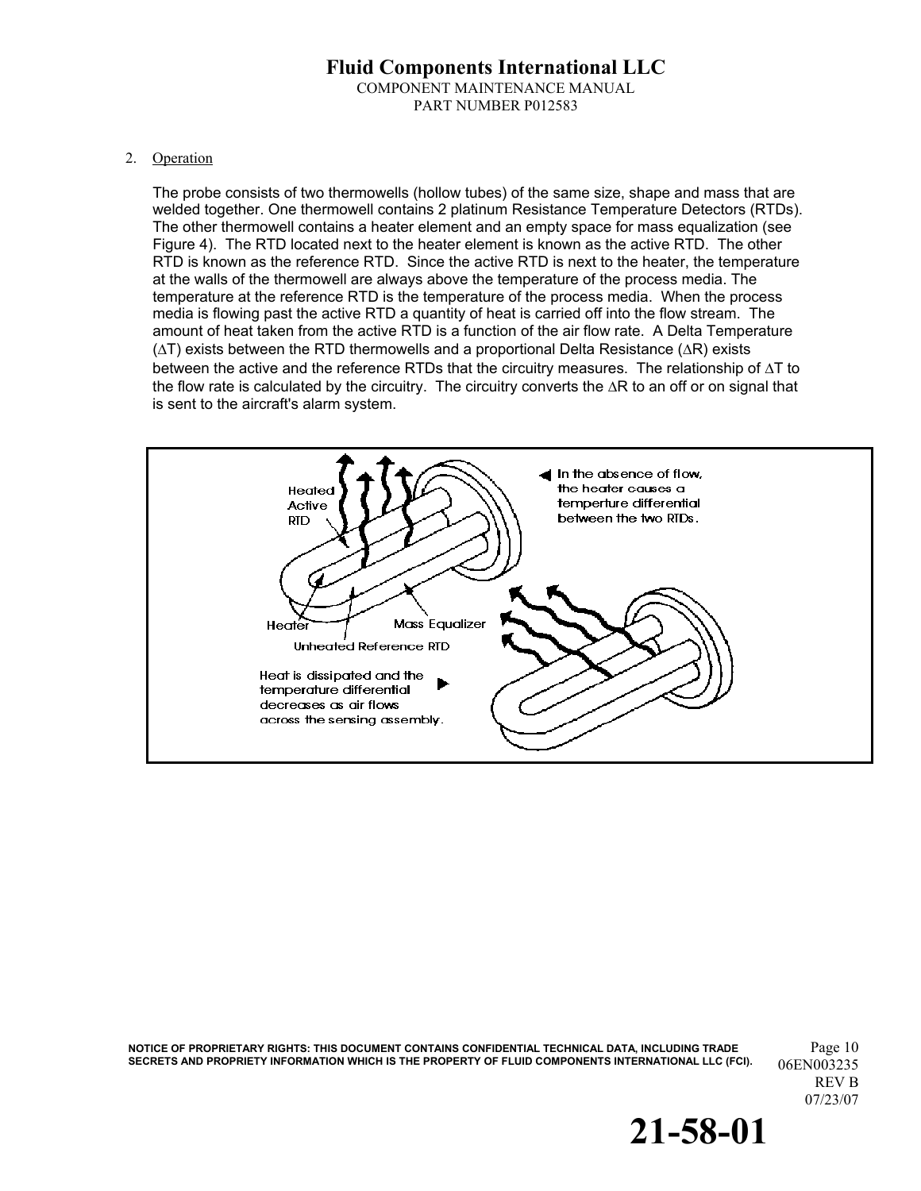2. Operation

The probe consists of two thermowells (hollow tubes) of the same size, shape and mass that are welded together. One thermowell contains 2 platinum Resistance Temperature Detectors (RTDs). The other thermowell contains a heater element and an empty space for mass equalization (see Figure 4). The RTD located next to the heater element is known as the active RTD. The other RTD is known as the reference RTD. Since the active RTD is next to the heater, the temperature at the walls of the thermowell are always above the temperature of the process media. The temperature at the reference RTD is the temperature of the process media. When the process media is flowing past the active RTD a quantity of heat is carried off into the flow stream. The amount of heat taken from the active RTD is a function of the air flow rate. A Delta Temperature ($\Delta T$) exists between the RTD thermowells and a proportional Delta Resistance ($\Delta R$) exists between the active and the reference RTDs that the circuitry measures. The relationship of $\Delta T$ to the flow rate is calculated by the circuitry. The circuitry converts the $\Delta R$ to an off or on signal that is sent to the aircraft's alarm system.

Heated Active RTD

Heater

Mass Equalizer

Unheated Reference RTD

In the absence of flow, the heater causes a temperture differential between the two RTDs.

Heat is dissipated and the temperature differential decreases as air flows across the sensing assembly.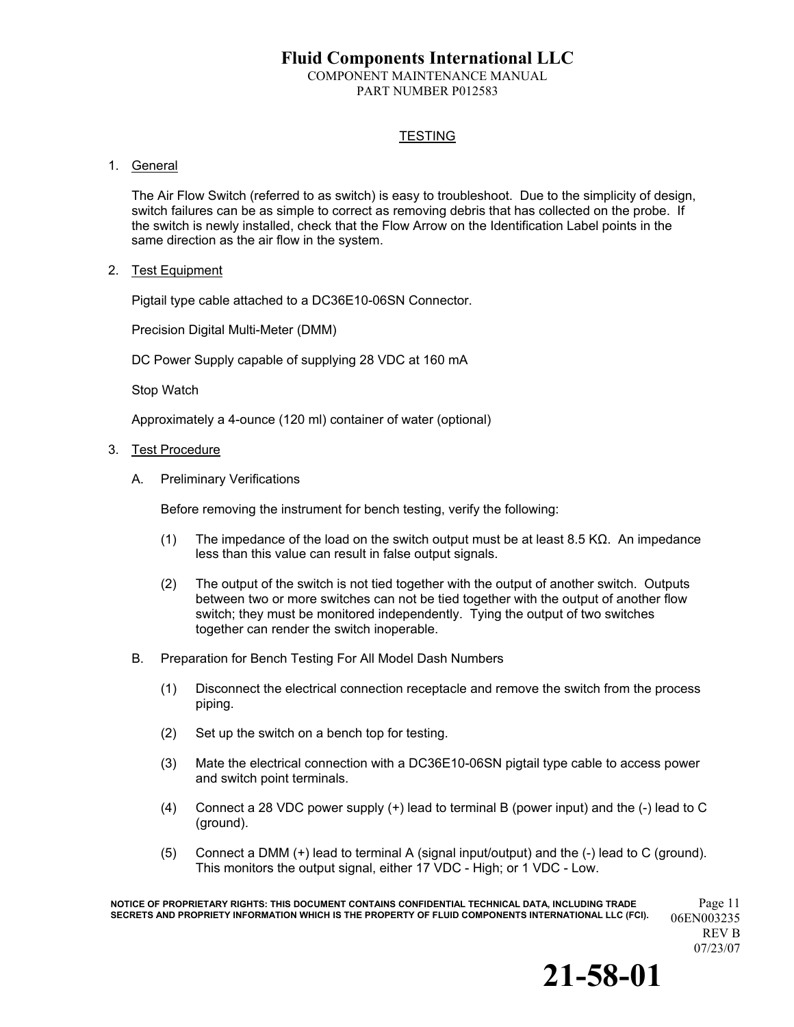## TESTING

1. General

   The Air Flow Switch (referred to as switch) is easy to troubleshoot. Due to the simplicity of design, switch failures can be as simple to correct as removing debris that has collected on the probe. If the switch is newly installed, check that the Flow Arrow on the Identification Label points in the same direction as the air flow in the system.

2. Test Equipment

   Pigtail type cable attached to a DC36E10-06SN Connector.

   Precision Digital Multi-Meter (DMM)

   DC Power Supply capable of supplying 28 VDC at 160 mA

   Stop Watch

   Approximately a 4-ounce (120 ml) container of water (optional)

3. Test Procedure

   A. Preliminary Verifications

      Before removing the instrument for bench testing, verify the following:

      (1) The impedance of the load on the switch output must be at least 8.5 KΩ. An impedance less than this value can result in false output signals.

      (2) The output of the switch is not tied together with the output of another switch. Outputs between two or more switches can not be tied together with the output of another flow switch; they must be monitored independently. Tying the output of two switches together can render the switch inoperable.

   B. Preparation for Bench Testing For All Model Dash Numbers

      (1) Disconnect the electrical connection receptacle and remove the switch from the process piping.

      (2) Set up the switch on a bench top for testing.

      (3) Mate the electrical connection with a DC36E10-06SN pigtail type cable to access power and switch point terminals.

      (4) Connect a 28 VDC power supply (+) lead to terminal B (power input) and the (-) lead to C (ground).

      (5) Connect a DMM (+) lead to terminal A (signal input/output) and the (-) lead to C (ground). This monitors the output signal, either 17 VDC - High; or 1 VDC - Low.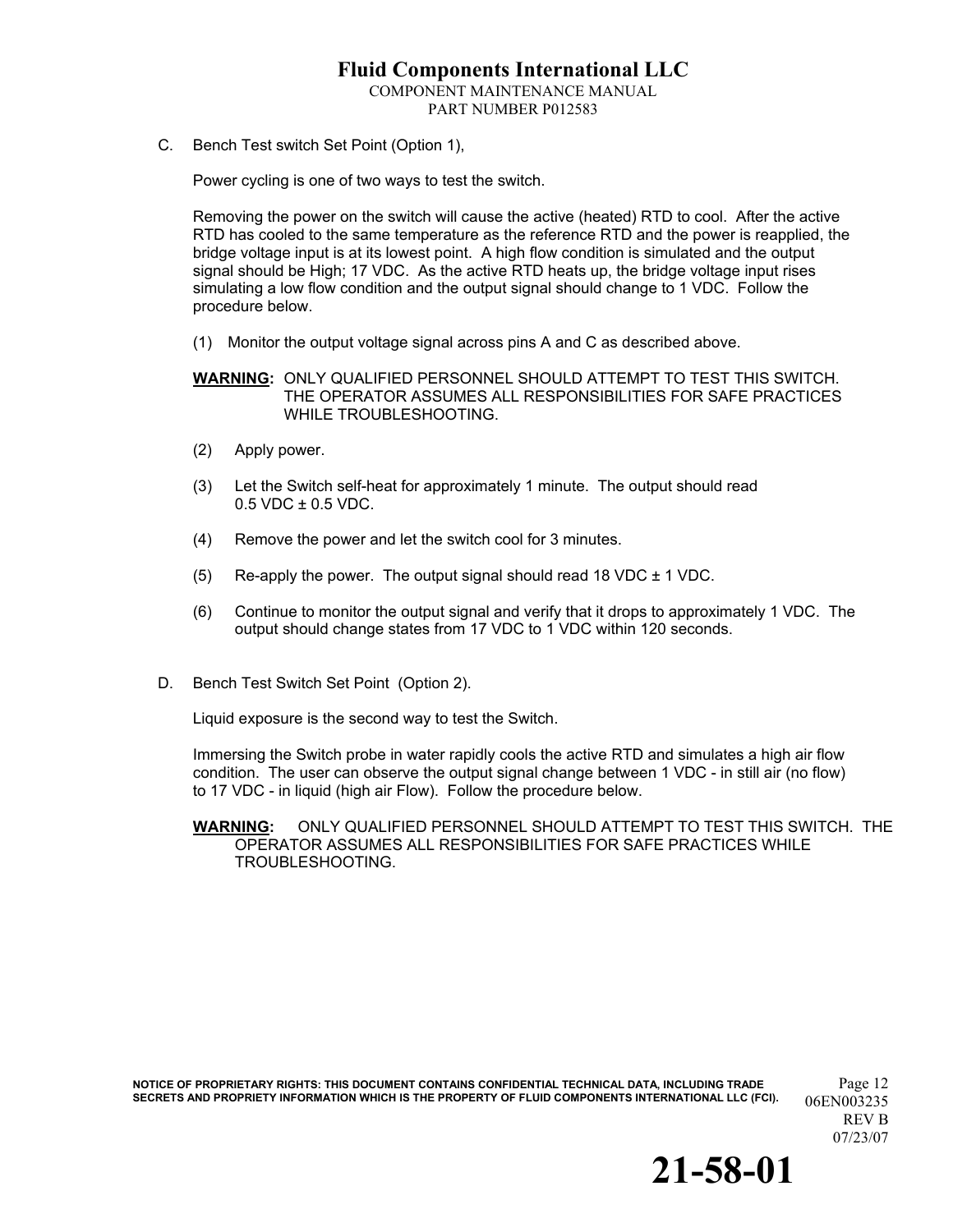C. Bench Test switch Set Point (Option 1),

Power cycling is one of two ways to test the switch.

Removing the power on the switch will cause the active (heated) RTD to cool. After the active RTD has cooled to the same temperature as the reference RTD and the power is reapplied, the bridge voltage input is at its lowest point. A high flow condition is simulated and the output signal should be High; 17 VDC. As the active RTD heats up, the bridge voltage input rises simulating a low flow condition and the output signal should change to 1 VDC. Follow the procedure below.

(1) Monitor the output voltage signal across pins A and C as described above.

**WARNING:** ONLY QUALIFIED PERSONNEL SHOULD ATTEMPT TO TEST THIS SWITCH. THE OPERATOR ASSUMES ALL RESPONSIBILITIES FOR SAFE PRACTICES WHILE TROUBLESHOOTING.

(2) Apply power.

(3) Let the Switch self-heat for approximately 1 minute. The output should read 0.5 VDC ± 0.5 VDC.

(4) Remove the power and let the switch cool for 3 minutes.

(5) Re-apply the power. The output signal should read 18 VDC ± 1 VDC.

(6) Continue to monitor the output signal and verify that it drops to approximately 1 VDC. The output should change states from 17 VDC to 1 VDC within 120 seconds.

D. Bench Test Switch Set Point (Option 2).

Liquid exposure is the second way to test the Switch.

Immersing the Switch probe in water rapidly cools the active RTD and simulates a high air flow condition. The user can observe the output signal change between 1 VDC - in still air (no flow) to 17 VDC - in liquid (high air Flow). Follow the procedure below.

**WARNING:** ONLY QUALIFIED PERSONNEL SHOULD ATTEMPT TO TEST THIS SWITCH. THE OPERATOR ASSUMES ALL RESPONSIBILITIES FOR SAFE PRACTICES WHILE TROUBLESHOOTING.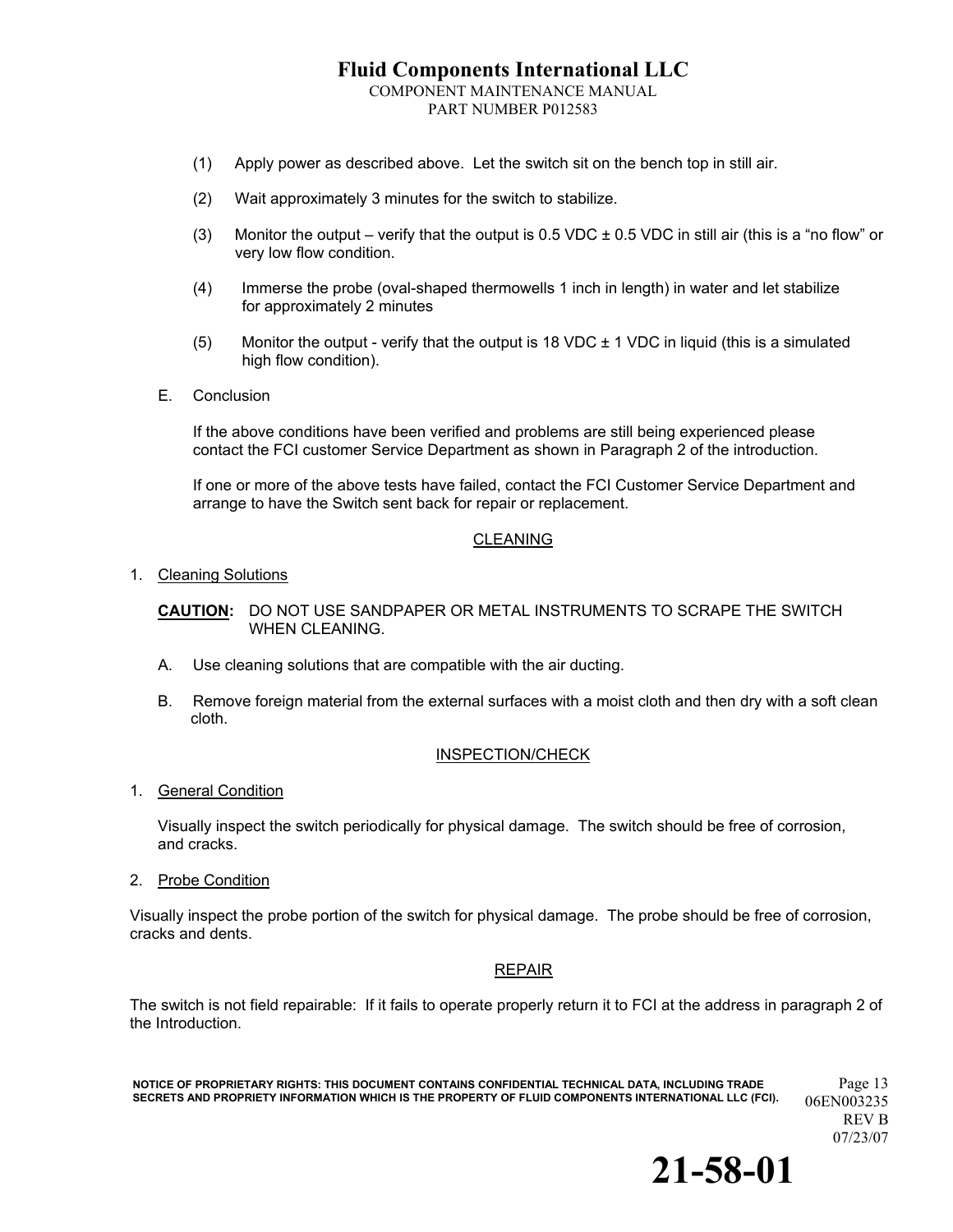(1) Apply power as described above. Let the switch sit on the bench top in still air.

(2) Wait approximately 3 minutes for the switch to stabilize.

(3) Monitor the output – verify that the output is 0.5 VDC ± 0.5 VDC in still air (this is a "no flow" or very low flow condition.

(4) Immerse the probe (oval-shaped thermowells 1 inch in length) in water and let stabilize for approximately 2 minutes

(5) Monitor the output - verify that the output is 18 VDC ± 1 VDC in liquid (this is a simulated high flow condition).

E. Conclusion

If the above conditions have been verified and problems are still being experienced please contact the FCI customer Service Department as shown in Paragraph 2 of the introduction.

If one or more of the above tests have failed, contact the FCI Customer Service Department and arrange to have the Switch sent back for repair or replacement.

## CLEANING

1. Cleaning Solutions

**CAUTION:** DO NOT USE SANDPAPER OR METAL INSTRUMENTS TO SCRAPE THE SWITCH WHEN CLEANING.

A. Use cleaning solutions that are compatible with the air ducting.

B. Remove foreign material from the external surfaces with a moist cloth and then dry with a soft clean cloth.

## INSPECTION/CHECK

1. General Condition

Visually inspect the switch periodically for physical damage. The switch should be free of corrosion, and cracks.

2. Probe Condition

Visually inspect the probe portion of the switch for physical damage. The probe should be free of corrosion, cracks and dents.

## REPAIR

The switch is not field repairable: If it fails to operate properly return it to FCI at the address in paragraph 2 of the Introduction.

NOTICE OF PROPRIETARY RIGHTS: THIS DOCUMENT CONTAINS CONFIDENTIAL TECHNICAL DATA, INCLUDING TRADE SECRETS AND PROPRIETY INFORMATION WHICH IS THE PROPERTY OF FLUID COMPONENTS INTERNATIONAL LLC (FCI).